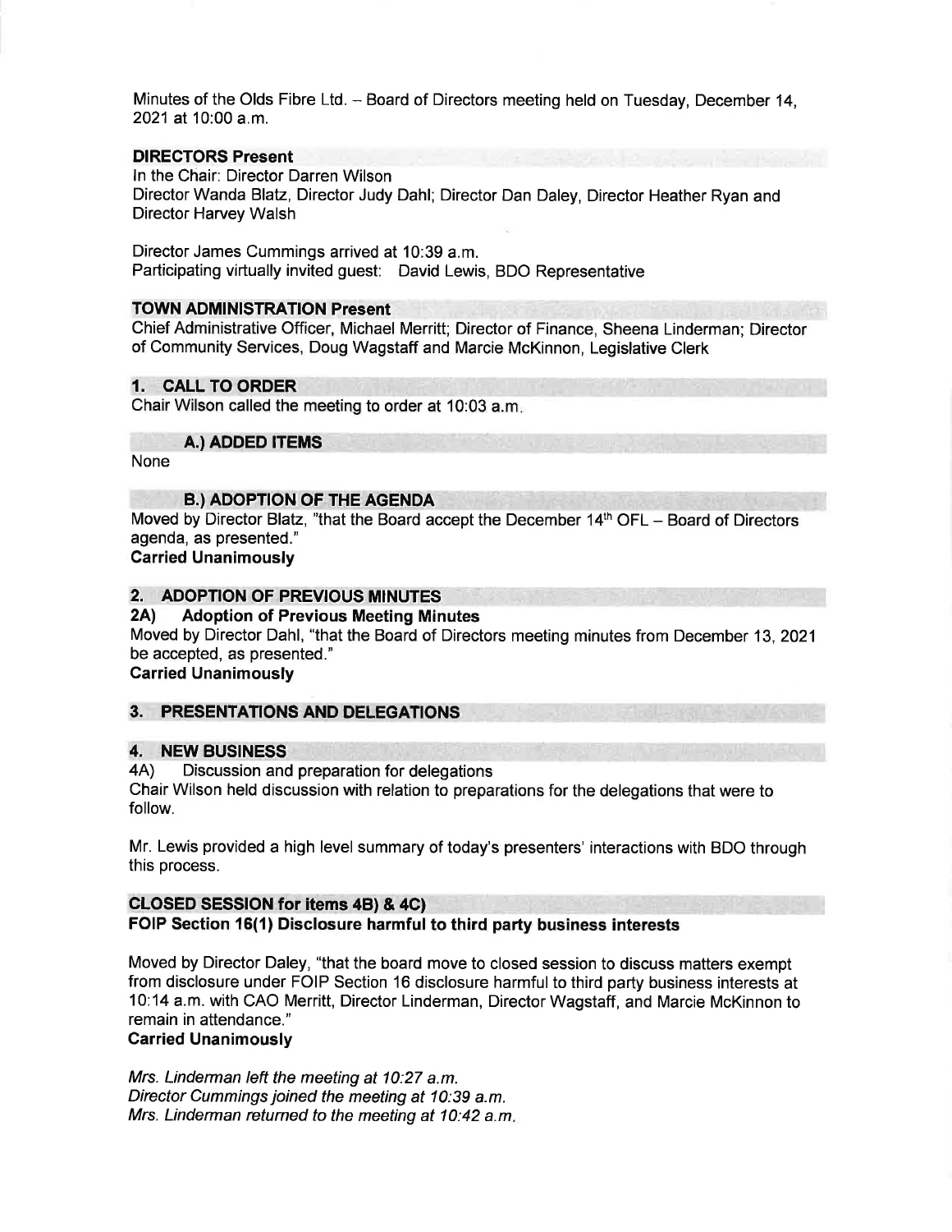Minutes of the Olds Fibre Ltd. – Board of Directors meeting held on Tuesday, December 14, 2021 at 10:00 a.m.

**DIRECTORS Present**

In the Chair: Director Darren Wilson
Director Wanda Blatz, Director Judy Dahl; Director Dan Daley, Director Heather Ryan and Director Harvey Walsh

Director James Cummings arrived at 10:39 a.m.
Participating virtually invited guest: David Lewis, BDO Representative

**TOWN ADMINISTRATION Present**

Chief Administrative Officer, Michael Merritt; Director of Finance, Sheena Linderman; Director of Community Services, Doug Wagstaff and Marcie McKinnon, Legislative Clerk

**1. CALL TO ORDER**

Chair Wilson called the meeting to order at 10:03 a.m.

**A.) ADDED ITEMS**

None

**B.) ADOPTION OF THE AGENDA**

Moved by Director Blatz, "that the Board accept the December 14th OFL – Board of Directors agenda, as presented."
**Carried Unanimously**

**2. ADOPTION OF PREVIOUS MINUTES**

**2A) Adoption of Previous Meeting Minutes**

Moved by Director Dahl, "that the Board of Directors meeting minutes from December 13, 2021 be accepted, as presented."
**Carried Unanimously**

**3. PRESENTATIONS AND DELEGATIONS**

**4. NEW BUSINESS**

4A) Discussion and preparation for delegations

Chair Wilson held discussion with relation to preparations for the delegations that were to follow.

Mr. Lewis provided a high level summary of today's presenters' interactions with BDO through this process.

**CLOSED SESSION for items 4B) & 4C)**

**FOIP Section 16(1) Disclosure harmful to third party business interests**

Moved by Director Daley, "that the board move to closed session to discuss matters exempt from disclosure under FOIP Section 16 disclosure harmful to third party business interests at 10:14 a.m. with CAO Merritt, Director Linderman, Director Wagstaff, and Marcie McKinnon to remain in attendance."
**Carried Unanimously**

*Mrs. Linderman left the meeting at 10:27 a.m.*
*Director Cummings joined the meeting at 10:39 a.m.*
*Mrs. Linderman returned to the meeting at 10:42 a.m.*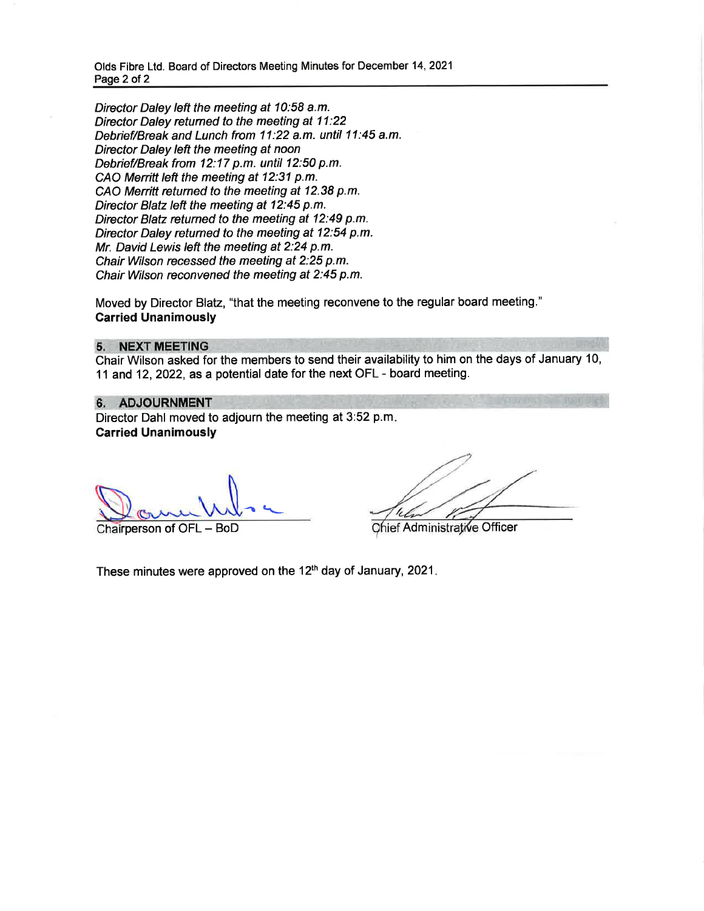*Director Daley left the meeting at 10:58 a.m.*
*Director Daley returned to the meeting at 11:22*
*Debrief/Break and Lunch from 11:22 a.m. until 11:45 a.m.*
*Director Daley left the meeting at noon*
*Debrief/Break from 12:17 p.m. until 12:50 p.m.*
*CAO Merritt left the meeting at 12:31 p.m.*
*CAO Merritt returned to the meeting at 12.38 p.m.*
*Director Blatz left the meeting at 12:45 p.m.*
*Director Blatz returned to the meeting at 12:49 p.m.*
*Director Daley returned to the meeting at 12:54 p.m.*
*Mr. David Lewis left the meeting at 2:24 p.m.*
*Chair Wilson recessed the meeting at 2:25 p.m.*
*Chair Wilson reconvened the meeting at 2:45 p.m.*

Moved by Director Blatz, "that the meeting reconvene to the regular board meeting."
**Carried Unanimously**

## 5. NEXT MEETING

Chair Wilson asked for the members to send their availability to him on the days of January 10, 11 and 12, 2022, as a potential date for the next OFL - board meeting.

## 6. ADJOURNMENT

Director Dahl moved to adjourn the meeting at 3:52 p.m.
**Carried Unanimously**

Chairperson of OFL – BoD

Chief Administrative Officer

These minutes were approved on the 12th day of January, 2021.